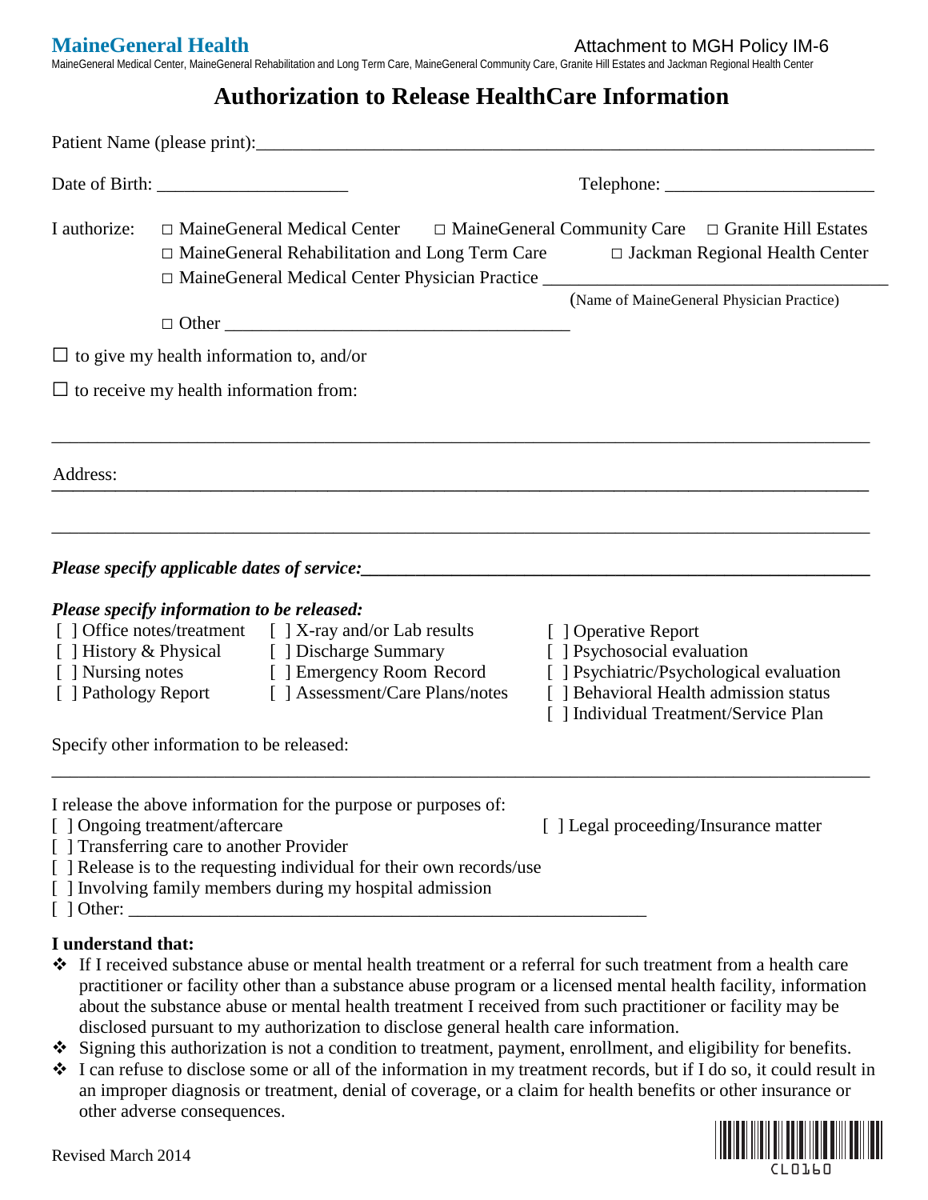**MaineGeneral Health** Attachment to MGH Policy IM-6

MaineGeneral Medical Center, MaineGeneral Rehabilitation and Long Term Care, MaineGeneral Community Care, Granite Hill Estates and Jackman Regional Health Center

# Authorization to Release HealthCare Information

Patient Name (please print):_______________________________________________________________________

Date of Birth: _____________________ Telephone: _______________________

I authorize: □ MaineGeneral Medical Center □ MaineGeneral Community Care □ Granite Hill Estates
□ MaineGeneral Rehabilitation and Long Term Care □ Jackman Regional Health Center
□ MaineGeneral Medical Center Physician Practice ___________________________________
(Name of MaineGeneral Physician Practice)
□ Other _______________________________________

☐ to give my health information to, and/or

☐ to receive my health information from:

_______________________________________________________________________________________

Address: _______________________________________________________________________________

_______________________________________________________________________________________

***Please specify applicable dates of service:_______________________________________________________***

***Please specify information to be released:***

[ ] Office notes/treatment
[ ] History & Physical
[ ] Nursing notes
[ ] Pathology Report
[ ] X-ray and/or Lab results
[ ] Discharge Summary
[ ] Emergency Room Record
[ ] Assessment/Care Plans/notes
[ ] Operative Report
[ ] Psychosocial evaluation
[ ] Psychiatric/Psychological evaluation
[ ] Behavioral Health admission status
[ ] Individual Treatment/Service Plan

Specify other information to be released:

_______________________________________________________________________________________

I release the above information for the purpose or purposes of:

[ ] Ongoing treatment/aftercare
[ ] Transferring care to another Provider
[ ] Release is to the requesting individual for their own records/use
[ ] Involving family members during my hospital admission
[ ] Other: ____________________________________________________________
[ ] Legal proceeding/Insurance matter

**I understand that:**

- ❖ If I received substance abuse or mental health treatment or a referral for such treatment from a health care practitioner or facility other than a substance abuse program or a licensed mental health facility, information about the substance abuse or mental health treatment I received from such practitioner or facility may be disclosed pursuant to my authorization to disclose general health care information.
- ❖ Signing this authorization is not a condition to treatment, payment, enrollment, and eligibility for benefits.
- ❖ I can refuse to disclose some or all of the information in my treatment records, but if I do so, it could result in an improper diagnosis or treatment, denial of coverage, or a claim for health benefits or other insurance or other adverse consequences.

Revised March 2014

CL0160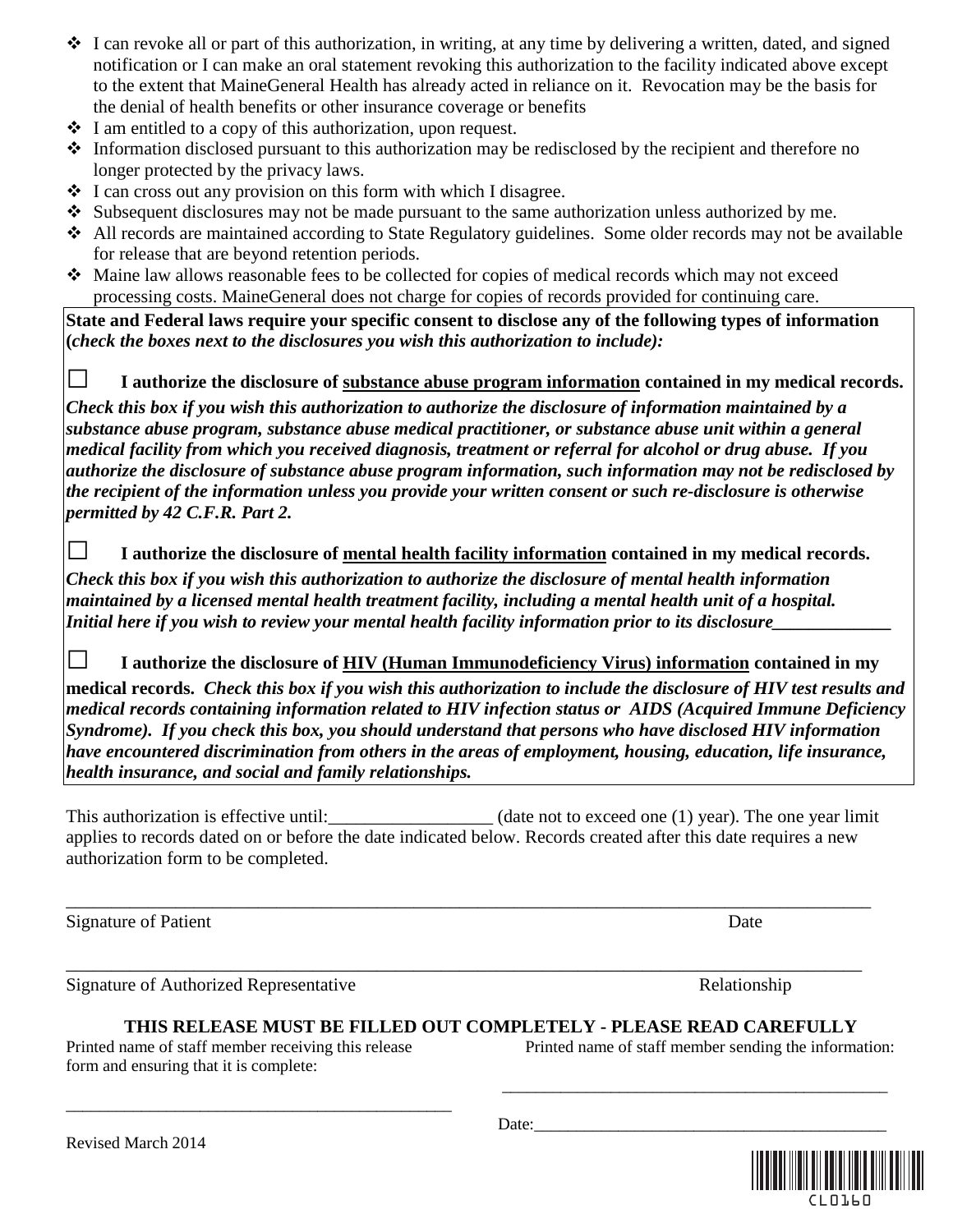- I can revoke all or part of this authorization, in writing, at any time by delivering a written, dated, and signed notification or I can make an oral statement revoking this authorization to the facility indicated above except to the extent that MaineGeneral Health has already acted in reliance on it. Revocation may be the basis for the denial of health benefits or other insurance coverage or benefits
- I am entitled to a copy of this authorization, upon request.
- Information disclosed pursuant to this authorization may be redisclosed by the recipient and therefore no longer protected by the privacy laws.
- I can cross out any provision on this form with which I disagree.
- Subsequent disclosures may not be made pursuant to the same authorization unless authorized by me.
- All records are maintained according to State Regulatory guidelines. Some older records may not be available for release that are beyond retention periods.
- Maine law allows reasonable fees to be collected for copies of medical records which may not exceed processing costs. MaineGeneral does not charge for copies of records provided for continuing care.

**State and Federal laws require your specific consent to disclose any of the following types of information (*check the boxes next to the disclosures you wish this authorization to include*):**

☐ **I authorize the disclosure of <u>substance abuse program information</u> contained in my medical records.** ***Check this box if you wish this authorization to authorize the disclosure of information maintained by a substance abuse program, substance abuse medical practitioner, or substance abuse unit within a general medical facility from which you received diagnosis, treatment or referral for alcohol or drug abuse. If you authorize the disclosure of substance abuse program information, such information may not be redisclosed by the recipient of the information unless you provide your written consent or such re-disclosure is otherwise permitted by 42 C.F.R. Part 2.***

☐ **I authorize the disclosure of <u>mental health facility information</u> contained in my medical records.** ***Check this box if you wish this authorization to authorize the disclosure of mental health information maintained by a licensed mental health treatment facility, including a mental health unit of a hospital. Initial here if you wish to review your mental health facility information prior to its disclosure_____________***

☐ **I authorize the disclosure of <u>HIV (Human Immunodeficiency Virus) information</u> contained in my medical records.** ***Check this box if you wish this authorization to include the disclosure of HIV test results and medical records containing information related to HIV infection status or AIDS (Acquired Immune Deficiency Syndrome). If you check this box, you should understand that persons who have disclosed HIV information have encountered discrimination from others in the areas of employment, housing, education, life insurance, health insurance, and social and family relationships.***

This authorization is effective until:__________________ (date not to exceed one (1) year). The one year limit applies to records dated on or before the date indicated below. Records created after this date requires a new authorization form to be completed.

_____________________________________________________________________________________

Signature of Patient | Date

_____________________________________________________________________________________

Signature of Authorized Representative | Relationship

**THIS RELEASE MUST BE FILLED OUT COMPLETELY - PLEASE READ CAREFULLY**

Printed name of staff member receiving this release form and ensuring that it is complete:

_____________________________________________

Printed name of staff member sending the information:

_____________________________________________

Date:_________________________________________

Revised March 2014

CL0160